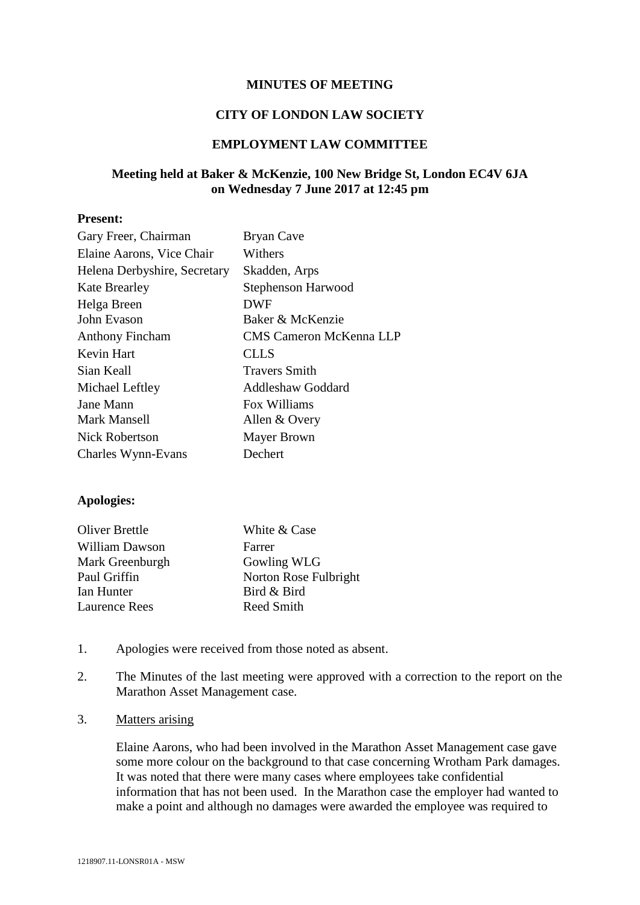**MINUTES OF MEETING**

**CITY OF LONDON LAW SOCIETY**

**EMPLOYMENT LAW COMMITTEE**

**Meeting held at Baker & McKenzie, 100 New Bridge St, London EC4V 6JA on Wednesday 7 June 2017 at 12:45 pm**

**Present:**

| | |
|---|---|
| Gary Freer, Chairman | Bryan Cave |
| Elaine Aarons, Vice Chair | Withers |
| Helena Derbyshire, Secretary | Skadden, Arps |
| Kate Brearley | Stephenson Harwood |
| Helga Breen | DWF |
| John Evason | Baker & McKenzie |
| Anthony Fincham | CMS Cameron McKenna LLP |
| Kevin Hart | CLLS |
| Sian Keall | Travers Smith |
| Michael Leftley | Addleshaw Goddard |
| Jane Mann | Fox Williams |
| Mark Mansell | Allen & Overy |
| Nick Robertson | Mayer Brown |
| Charles Wynn-Evans | Dechert |

**Apologies:**

| | |
|---|---|
| Oliver Brettle | White & Case |
| William Dawson | Farrer |
| Mark Greenburgh | Gowling WLG |
| Paul Griffin | Norton Rose Fulbright |
| Ian Hunter | Bird & Bird |
| Laurence Rees | Reed Smith |

1. Apologies were received from those noted as absent.

2. The Minutes of the last meeting were approved with a correction to the report on the Marathon Asset Management case.

3. Matters arising

   Elaine Aarons, who had been involved in the Marathon Asset Management case gave some more colour on the background to that case concerning Wrotham Park damages. It was noted that there were many cases where employees take confidential information that has not been used. In the Marathon case the employer had wanted to make a point and although no damages were awarded the employee was required to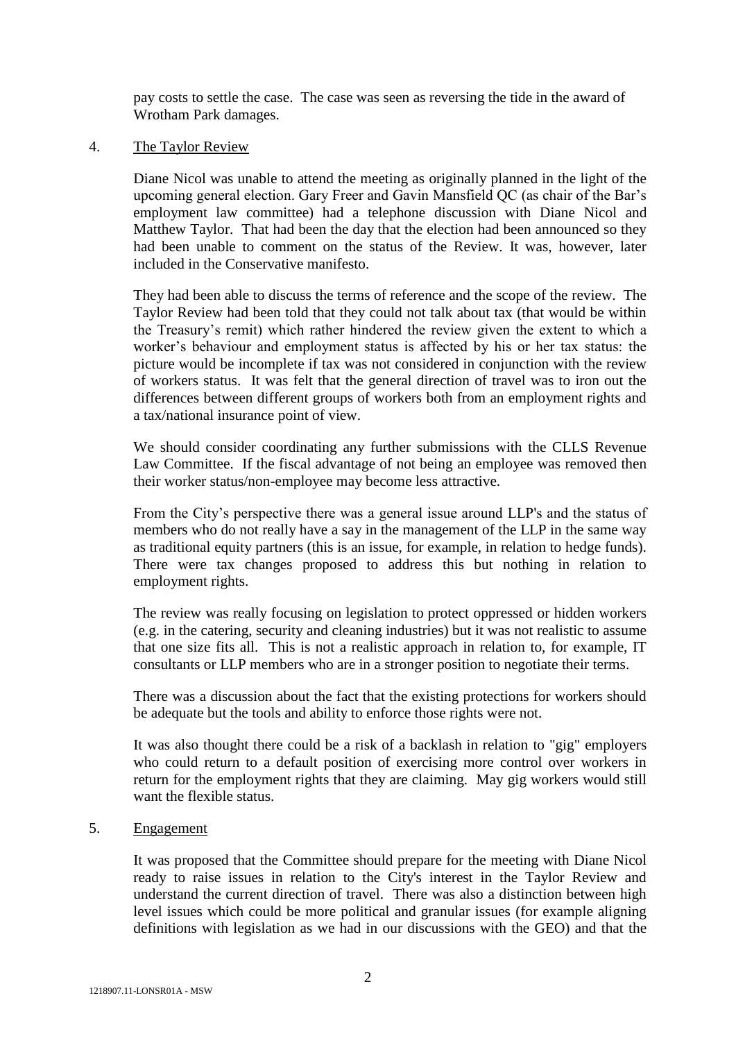pay costs to settle the case. The case was seen as reversing the tide in the award of Wrotham Park damages.

4. The Taylor Review

Diane Nicol was unable to attend the meeting as originally planned in the light of the upcoming general election. Gary Freer and Gavin Mansfield QC (as chair of the Bar's employment law committee) had a telephone discussion with Diane Nicol and Matthew Taylor. That had been the day that the election had been announced so they had been unable to comment on the status of the Review. It was, however, later included in the Conservative manifesto.

They had been able to discuss the terms of reference and the scope of the review. The Taylor Review had been told that they could not talk about tax (that would be within the Treasury's remit) which rather hindered the review given the extent to which a worker's behaviour and employment status is affected by his or her tax status: the picture would be incomplete if tax was not considered in conjunction with the review of workers status. It was felt that the general direction of travel was to iron out the differences between different groups of workers both from an employment rights and a tax/national insurance point of view.

We should consider coordinating any further submissions with the CLLS Revenue Law Committee. If the fiscal advantage of not being an employee was removed then their worker status/non-employee may become less attractive.

From the City's perspective there was a general issue around LLP's and the status of members who do not really have a say in the management of the LLP in the same way as traditional equity partners (this is an issue, for example, in relation to hedge funds). There were tax changes proposed to address this but nothing in relation to employment rights.

The review was really focusing on legislation to protect oppressed or hidden workers (e.g. in the catering, security and cleaning industries) but it was not realistic to assume that one size fits all. This is not a realistic approach in relation to, for example, IT consultants or LLP members who are in a stronger position to negotiate their terms.

There was a discussion about the fact that the existing protections for workers should be adequate but the tools and ability to enforce those rights were not.

It was also thought there could be a risk of a backlash in relation to "gig" employers who could return to a default position of exercising more control over workers in return for the employment rights that they are claiming. May gig workers would still want the flexible status.

5. Engagement

It was proposed that the Committee should prepare for the meeting with Diane Nicol ready to raise issues in relation to the City's interest in the Taylor Review and understand the current direction of travel. There was also a distinction between high level issues which could be more political and granular issues (for example aligning definitions with legislation as we had in our discussions with the GEO) and that the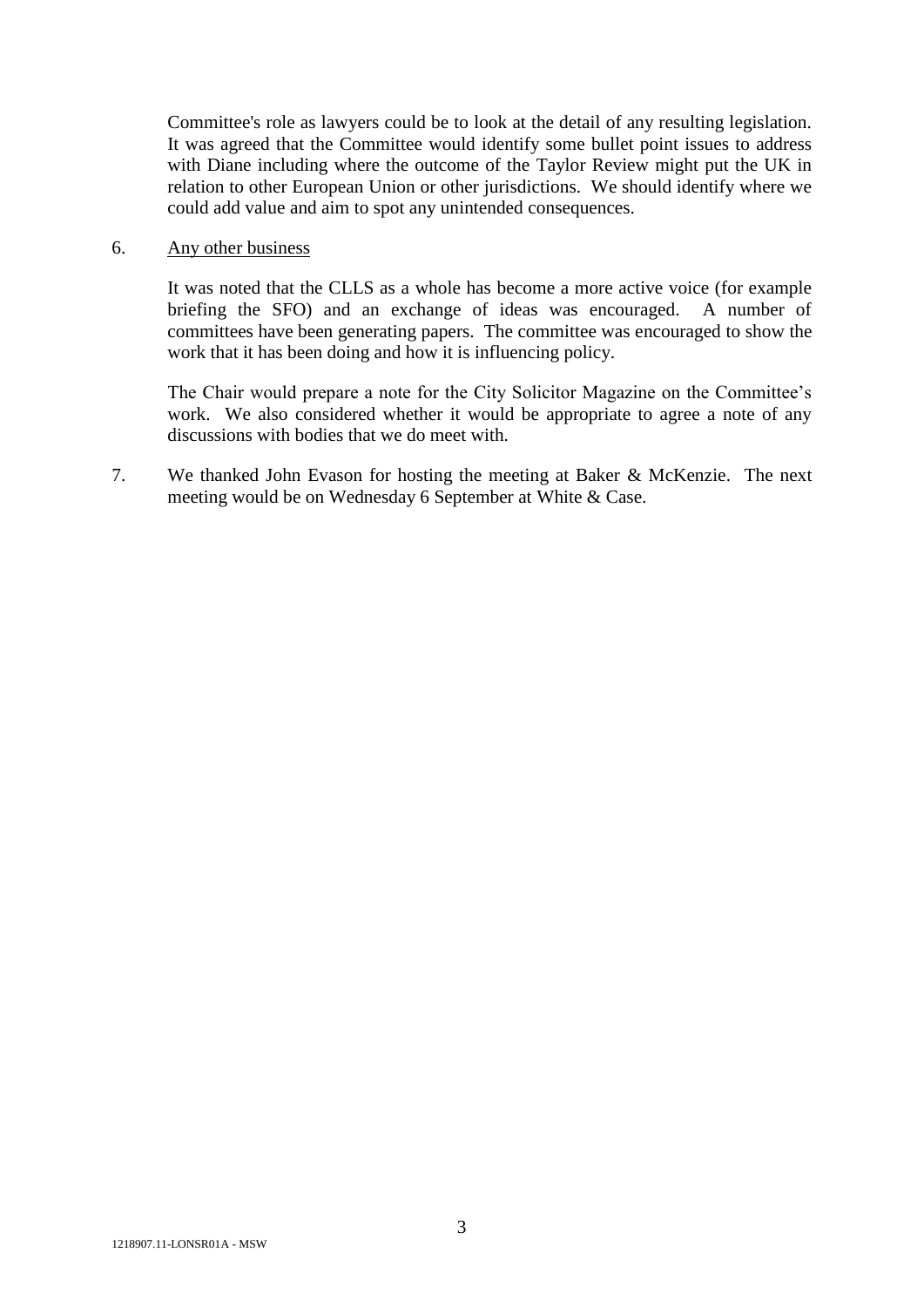Committee's role as lawyers could be to look at the detail of any resulting legislation. It was agreed that the Committee would identify some bullet point issues to address with Diane including where the outcome of the Taylor Review might put the UK in relation to other European Union or other jurisdictions. We should identify where we could add value and aim to spot any unintended consequences.

6. Any other business

   It was noted that the CLLS as a whole has become a more active voice (for example briefing the SFO) and an exchange of ideas was encouraged. A number of committees have been generating papers. The committee was encouraged to show the work that it has been doing and how it is influencing policy.

   The Chair would prepare a note for the City Solicitor Magazine on the Committee's work. We also considered whether it would be appropriate to agree a note of any discussions with bodies that we do meet with.

7. We thanked John Evason for hosting the meeting at Baker & McKenzie. The next meeting would be on Wednesday 6 September at White & Case.

1218907.11-LONSR01A - MSW